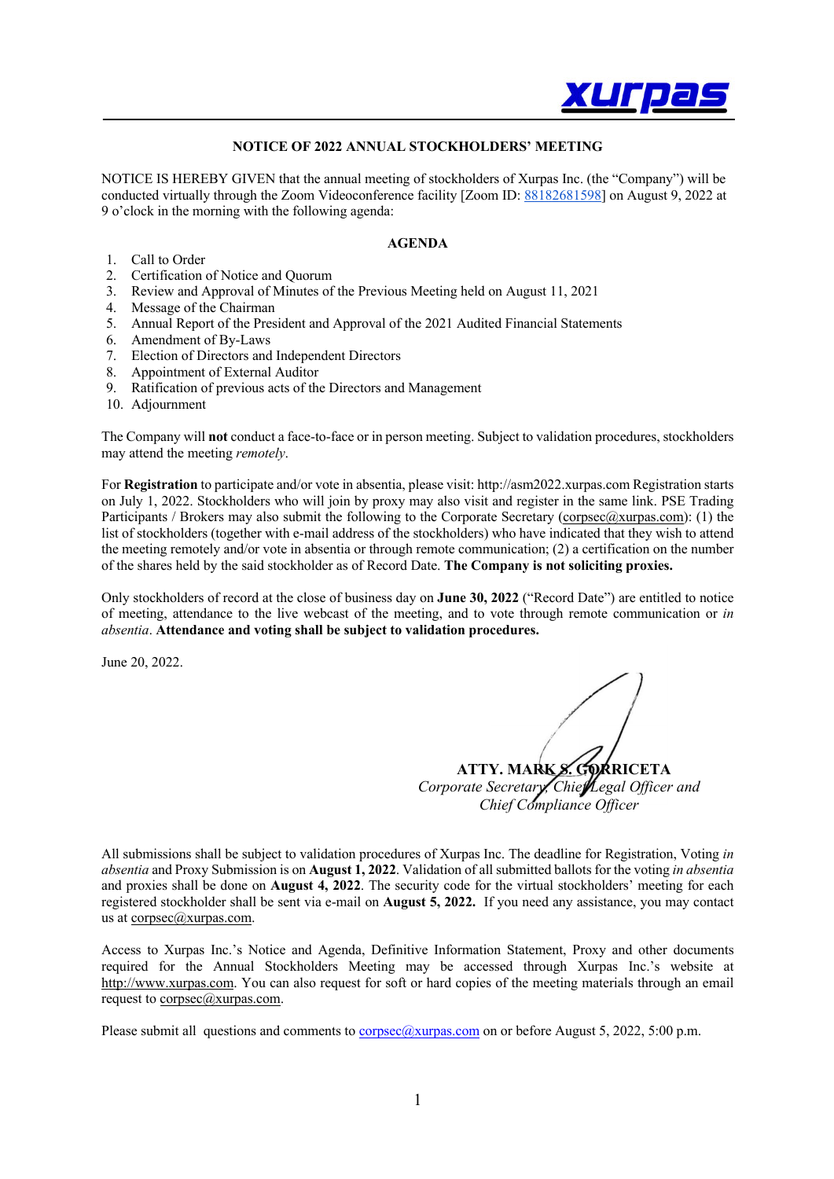# NOTICE OF 2022 ANNUAL STOCKHOLDERS' MEETING

NOTICE IS HEREBY GIVEN that the annual meeting of stockholders of Xurpas Inc. (the "Company") will be conducted virtually through the Zoom Videoconference facility [Zoom ID: 88182681598] on August 9, 2022 at 9 o'clock in the morning with the following agenda:

## AGENDA

1. Call to Order
2. Certification of Notice and Quorum
3. Review and Approval of Minutes of the Previous Meeting held on August 11, 2021
4. Message of the Chairman
5. Annual Report of the President and Approval of the 2021 Audited Financial Statements
6. Amendment of By-Laws
7. Election of Directors and Independent Directors
8. Appointment of External Auditor
9. Ratification of previous acts of the Directors and Management
10. Adjournment

The Company will **not** conduct a face-to-face or in person meeting. Subject to validation procedures, stockholders may attend the meeting *remotely*.

For **Registration** to participate and/or vote in absentia, please visit: http://asm2022.xurpas.com Registration starts on July 1, 2022. Stockholders who will join by proxy may also visit and register in the same link. PSE Trading Participants / Brokers may also submit the following to the Corporate Secretary (corpsec@xurpas.com): (1) the list of stockholders (together with e-mail address of the stockholders) who have indicated that they wish to attend the meeting remotely and/or vote in absentia or through remote communication; (2) a certification on the number of the shares held by the said stockholder as of Record Date. **The Company is not soliciting proxies.**

Only stockholders of record at the close of business day on **June 30, 2022** ("Record Date") are entitled to notice of meeting, attendance to the live webcast of the meeting, and to vote through remote communication or *in absentia*. **Attendance and voting shall be subject to validation procedures.**

June 20, 2022.

**ATTY. MARK S. GORRICETA**
*Corporate Secretary, Chief Legal Officer and Chief Compliance Officer*

All submissions shall be subject to validation procedures of Xurpas Inc. The deadline for Registration, Voting *in absentia* and Proxy Submission is on **August 1, 2022**. Validation of all submitted ballots for the voting *in absentia* and proxies shall be done on **August 4, 2022**. The security code for the virtual stockholders' meeting for each registered stockholder shall be sent via e-mail on **August 5, 2022.** If you need any assistance, you may contact us at corpsec@xurpas.com.

Access to Xurpas Inc.'s Notice and Agenda, Definitive Information Statement, Proxy and other documents required for the Annual Stockholders Meeting may be accessed through Xurpas Inc.'s website at http://www.xurpas.com. You can also request for soft or hard copies of the meeting materials through an email request to corpsec@xurpas.com.

Please submit all questions and comments to corpsec@xurpas.com on or before August 5, 2022, 5:00 p.m.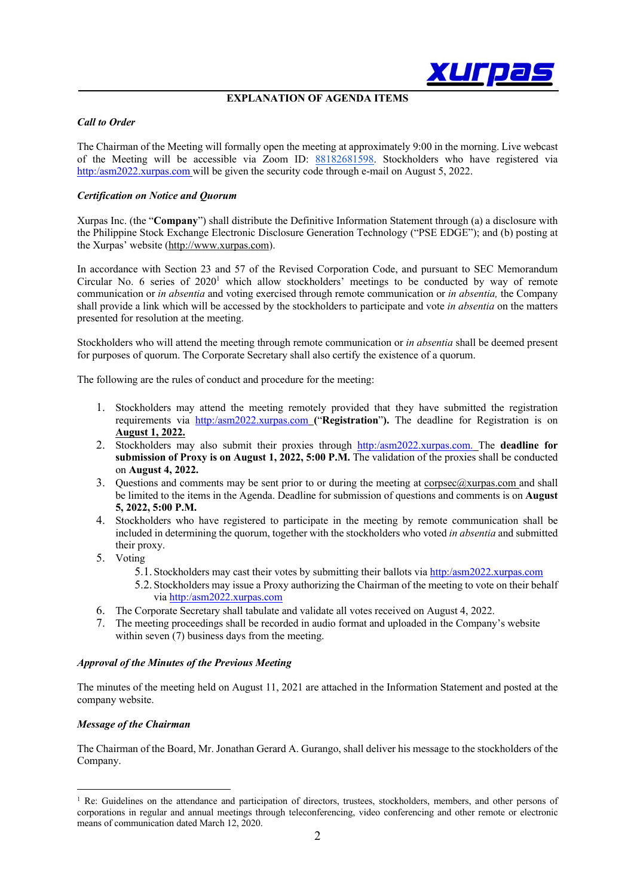## EXPLANATION OF AGENDA ITEMS

***Call to Order***

The Chairman of the Meeting will formally open the meeting at approximately 9:00 in the morning. Live webcast of the Meeting will be accessible via Zoom ID: 88182681598. Stockholders who have registered via http:/asm2022.xurpas.com will be given the security code through e-mail on August 5, 2022.

***Certification on Notice and Quorum***

Xurpas Inc. (the "**Company**") shall distribute the Definitive Information Statement through (a) a disclosure with the Philippine Stock Exchange Electronic Disclosure Generation Technology ("PSE EDGE"); and (b) posting at the Xurpas' website (http://www.xurpas.com).

In accordance with Section 23 and 57 of the Revised Corporation Code, and pursuant to SEC Memorandum Circular No. 6 series of 2020[1] which allow stockholders' meetings to be conducted by way of remote communication or *in absentia* and voting exercised through remote communication or *in absentia,* the Company shall provide a link which will be accessed by the stockholders to participate and vote *in absentia* on the matters presented for resolution at the meeting.

Stockholders who will attend the meeting through remote communication or *in absentia* shall be deemed present for purposes of quorum. The Corporate Secretary shall also certify the existence of a quorum.

The following are the rules of conduct and procedure for the meeting:

1. Stockholders may attend the meeting remotely provided that they have submitted the registration requirements via http:/asm2022.xurpas.com **("Registration").** The deadline for Registration is on **August 1, 2022.**
2. Stockholders may also submit their proxies through http:/asm2022.xurpas.com. The **deadline for submission of Proxy is on August 1, 2022, 5:00 P.M.** The validation of the proxies shall be conducted on **August 4, 2022.**
3. Questions and comments may be sent prior to or during the meeting at corpsec@xurpas.com and shall be limited to the items in the Agenda. Deadline for submission of questions and comments is on **August 5, 2022, 5:00 P.M.**
4. Stockholders who have registered to participate in the meeting by remote communication shall be included in determining the quorum, together with the stockholders who voted *in absentia* and submitted their proxy.
5. Voting
    - 5.1. Stockholders may cast their votes by submitting their ballots via http:/asm2022.xurpas.com
    - 5.2. Stockholders may issue a Proxy authorizing the Chairman of the meeting to vote on their behalf via http:/asm2022.xurpas.com
6. The Corporate Secretary shall tabulate and validate all votes received on August 4, 2022.
7. The meeting proceedings shall be recorded in audio format and uploaded in the Company's website within seven (7) business days from the meeting.

***Approval of the Minutes of the Previous Meeting***

The minutes of the meeting held on August 11, 2021 are attached in the Information Statement and posted at the company website.

***Message of the Chairman***

The Chairman of the Board, Mr. Jonathan Gerard A. Gurango, shall deliver his message to the stockholders of the Company.

---

[1] Re: Guidelines on the attendance and participation of directors, trustees, stockholders, members, and other persons of corporations in regular and annual meetings through teleconferencing, video conferencing and other remote or electronic means of communication dated March 12, 2020.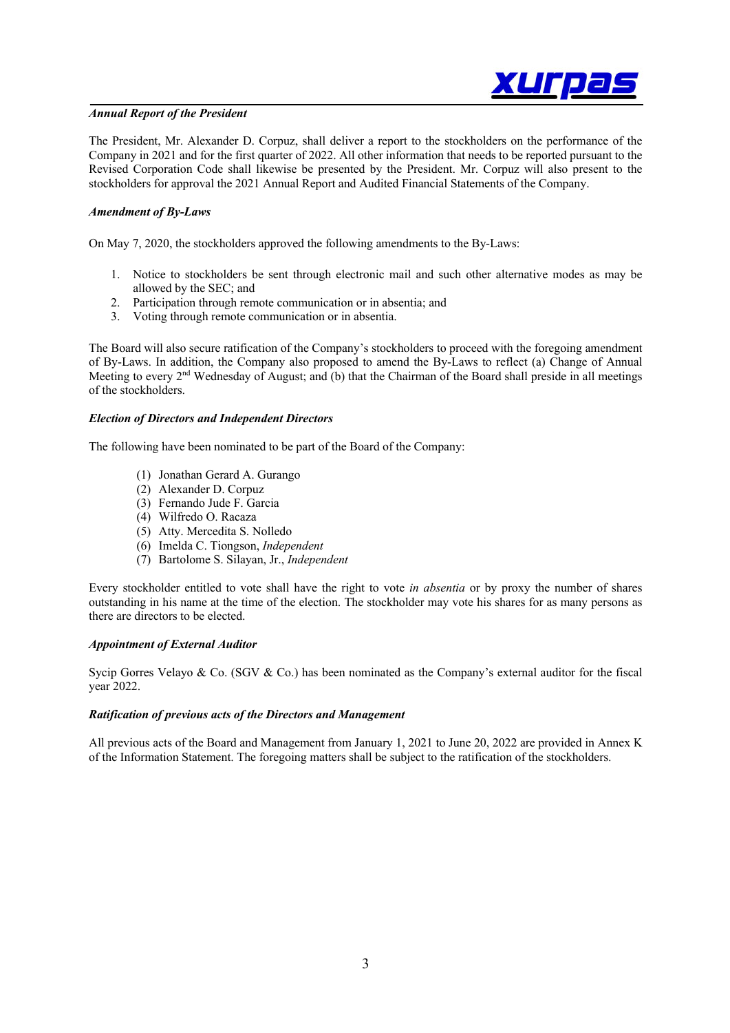### *Annual Report of the President*

The President, Mr. Alexander D. Corpuz, shall deliver a report to the stockholders on the performance of the Company in 2021 and for the first quarter of 2022. All other information that needs to be reported pursuant to the Revised Corporation Code shall likewise be presented by the President. Mr. Corpuz will also present to the stockholders for approval the 2021 Annual Report and Audited Financial Statements of the Company.

### *Amendment of By-Laws*

On May 7, 2020, the stockholders approved the following amendments to the By-Laws:

1. Notice to stockholders be sent through electronic mail and such other alternative modes as may be allowed by the SEC; and
2. Participation through remote communication or in absentia; and
3. Voting through remote communication or in absentia.

The Board will also secure ratification of the Company's stockholders to proceed with the foregoing amendment of By-Laws. In addition, the Company also proposed to amend the By-Laws to reflect (a) Change of Annual Meeting to every 2nd Wednesday of August; and (b) that the Chairman of the Board shall preside in all meetings of the stockholders.

### *Election of Directors and Independent Directors*

The following have been nominated to be part of the Board of the Company:

(1) Jonathan Gerard A. Gurango
(2) Alexander D. Corpuz
(3) Fernando Jude F. Garcia
(4) Wilfredo O. Racaza
(5) Atty. Mercedita S. Nolledo
(6) Imelda C. Tiongson, *Independent*
(7) Bartolome S. Silayan, Jr., *Independent*

Every stockholder entitled to vote shall have the right to vote *in absentia* or by proxy the number of shares outstanding in his name at the time of the election. The stockholder may vote his shares for as many persons as there are directors to be elected.

### *Appointment of External Auditor*

Sycip Gorres Velayo & Co. (SGV & Co.) has been nominated as the Company's external auditor for the fiscal year 2022.

### *Ratification of previous acts of the Directors and Management*

All previous acts of the Board and Management from January 1, 2021 to June 20, 2022 are provided in Annex K of the Information Statement. The foregoing matters shall be subject to the ratification of the stockholders.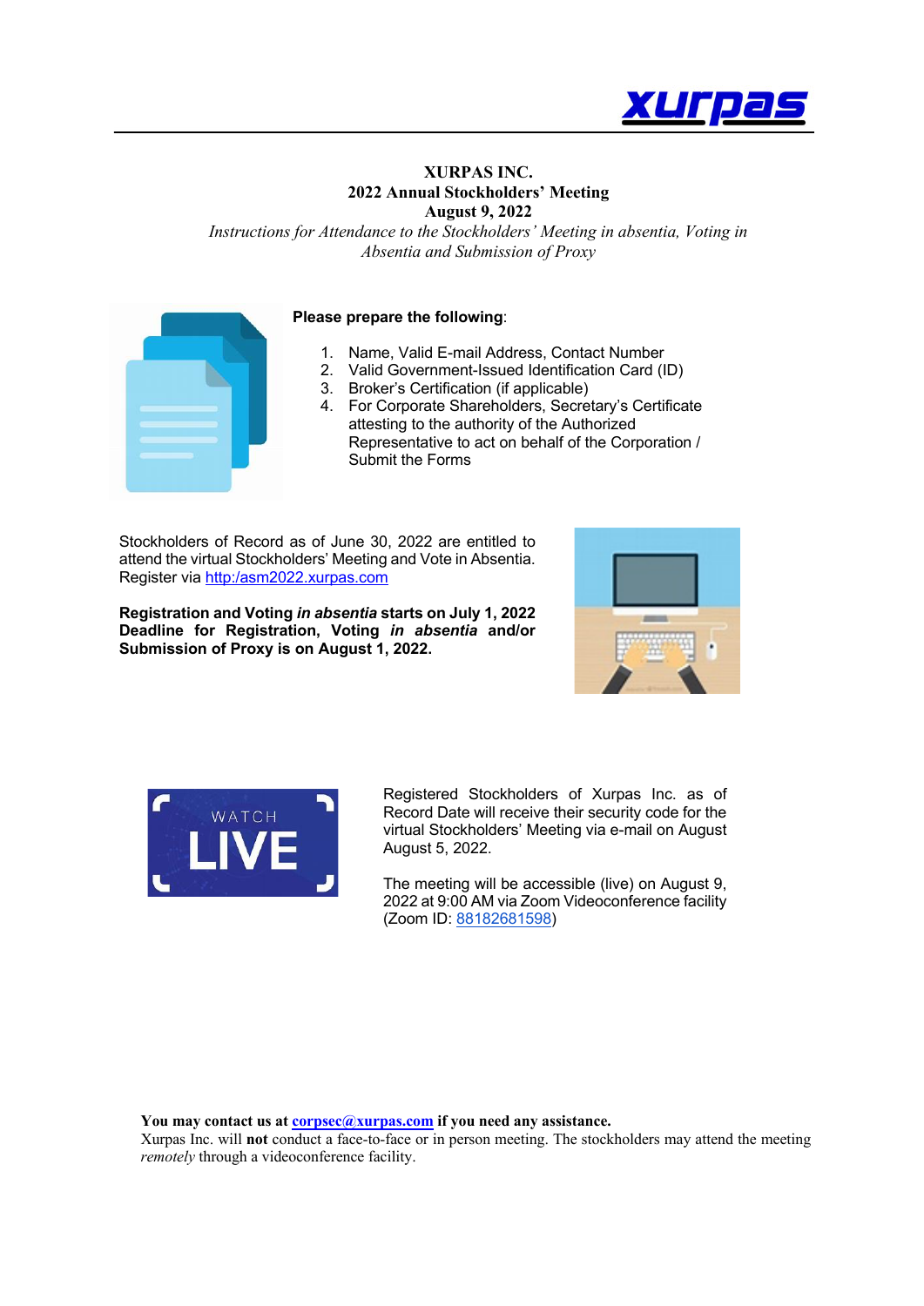**XURPAS INC.**
**2022 Annual Stockholders' Meeting**
**August 9, 2022**

*Instructions for Attendance to the Stockholders' Meeting in absentia, Voting in Absentia and Submission of Proxy*

**Please prepare the following**:

1. Name, Valid E-mail Address, Contact Number
2. Valid Government-Issued Identification Card (ID)
3. Broker's Certification (if applicable)
4. For Corporate Shareholders, Secretary's Certificate attesting to the authority of the Authorized Representative to act on behalf of the Corporation / Submit the Forms

Stockholders of Record as of June 30, 2022 are entitled to attend the virtual Stockholders' Meeting and Vote in Absentia. Register via http:/asm2022.xurpas.com

**Registration and Voting *in absentia* starts on July 1, 2022**
**Deadline for Registration, Voting *in absentia* and/or Submission of Proxy is on August 1, 2022.**

Registered Stockholders of Xurpas Inc. as of Record Date will receive their security code for the virtual Stockholders' Meeting via e-mail on August August 5, 2022.

The meeting will be accessible (live) on August 9, 2022 at 9:00 AM via Zoom Videoconference facility (Zoom ID: 88182681598)

**You may contact us at corpsec@xurpas.com if you need any assistance.**
Xurpas Inc. will **not** conduct a face-to-face or in person meeting. The stockholders may attend the meeting *remotely* through a videoconference facility.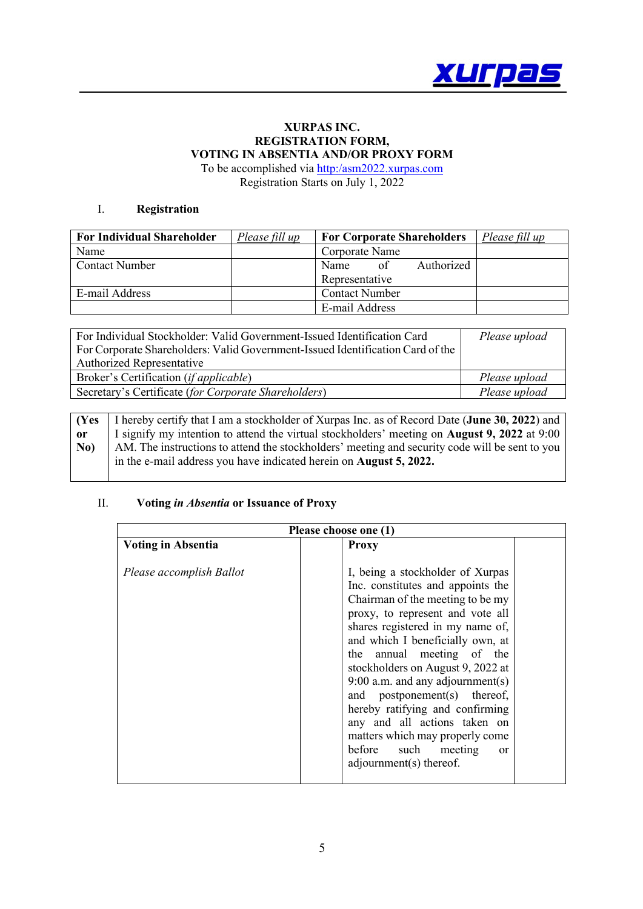**XURPAS INC.**
**REGISTRATION FORM,**
**VOTING IN ABSENTIA AND/OR PROXY FORM**
To be accomplished via http:/asm2022.xurpas.com
Registration Starts on July 1, 2022

I. **Registration**

| **For Individual Shareholder** | *Please fill up* | **For Corporate Shareholders** | *Please fill up* |
|---|---|---|---|
| Name | | Corporate Name | |
| Contact Number | | Name of Authorized Representative | |
| E-mail Address | | Contact Number | |
| | | E-mail Address | |

| For Individual Stockholder: Valid Government-Issued Identification Card<br>For Corporate Shareholders: Valid Government-Issued Identification Card of the Authorized Representative | *Please upload* |
|---|---|
| Broker's Certification (*if applicable*) | *Please upload* |
| Secretary's Certificate (*for Corporate Shareholders*) | *Please upload* |

| **(Yes or No)** | I hereby certify that I am a stockholder of Xurpas Inc. as of Record Date (**June 30, 2022**) and I signify my intention to attend the virtual stockholders' meeting on **August 9, 2022** at 9:00 AM. The instructions to attend the stockholders' meeting and security code will be sent to you in the e-mail address you have indicated herein on **August 5, 2022.** |
|---|---|

II. **Voting *in Absentia* or Issuance of Proxy**

| **Please choose one (1)** | | | |
|---|---|---|---|
| **Voting in Absentia**<br><br>*Please accomplish Ballot* | | **Proxy**<br><br>I, being a stockholder of Xurpas Inc. constitutes and appoints the Chairman of the meeting to be my proxy, to represent and vote all shares registered in my name of, and which I beneficially own, at the annual meeting of the stockholders on August 9, 2022 at 9:00 a.m. and any adjournment(s) and postponement(s) thereof, hereby ratifying and confirming any and all actions taken on matters which may properly come before such meeting or adjournment(s) thereof. | |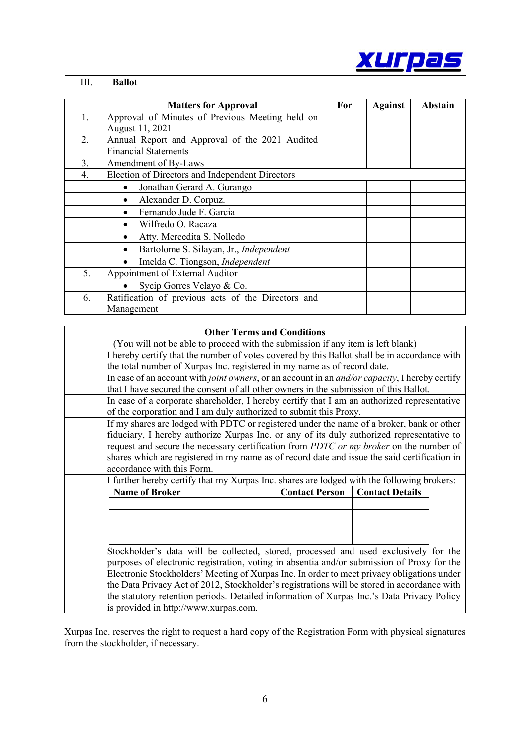## III. Ballot

| | Matters for Approval | For | Against | Abstain |
|---|---|---|---|---|
| 1. | Approval of Minutes of Previous Meeting held on August 11, 2021 | | | |
| 2. | Annual Report and Approval of the 2021 Audited Financial Statements | | | |
| 3. | Amendment of By-Laws | | | |
| 4. | Election of Directors and Independent Directors | | | |
| | • Jonathan Gerard A. Gurango | | | |
| | • Alexander D. Corpuz. | | | |
| | • Fernando Jude F. Garcia | | | |
| | • Wilfredo O. Racaza | | | |
| | • Atty. Mercedita S. Nolledo | | | |
| | • Bartolome S. Silayan, Jr., *Independent* | | | |
| | • Imelda C. Tiongson, *Independent* | | | |
| 5. | Appointment of External Auditor | | | |
| | • Sycip Gorres Velayo & Co. | | | |
| 6. | Ratification of previous acts of the Directors and Management | | | |

| | **Other Terms and Conditions** (You will not be able to proceed with the submission if any item is left blank) |
|---|---|
| | I hereby certify that the number of votes covered by this Ballot shall be in accordance with the total number of Xurpas Inc. registered in my name as of record date. |
| | In case of an account with *joint owners*, or an account in an *and/or capacity*, I hereby certify that I have secured the consent of all other owners in the submission of this Ballot. |
| | In case of a corporate shareholder, I hereby certify that I am an authorized representative of the corporation and I am duly authorized to submit this Proxy. |
| | If my shares are lodged with PDTC or registered under the name of a broker, bank or other fiduciary, I hereby authorize Xurpas Inc. or any of its duly authorized representative to request and secure the necessary certification from *PDTC or my broker* on the number of shares which are registered in my name as of record date and issue the said certification in accordance with this Form. |
| | I further hereby certify that my Xurpas Inc. shares are lodged with the following brokers: |
| | Stockholder's data will be collected, stored, processed and used exclusively for the purposes of electronic registration, voting in absentia and/or submission of Proxy for the Electronic Stockholders' Meeting of Xurpas Inc. In order to meet privacy obligations under the Data Privacy Act of 2012, Stockholder's registrations will be stored in accordance with the statutory retention periods. Detailed information of Xurpas Inc.'s Data Privacy Policy is provided in http://www.xurpas.com. |

| Name of Broker | Contact Person | Contact Details |
|---|---|---|
| | | |
| | | |
| | | |
| | | |

Xurpas Inc. reserves the right to request a hard copy of the Registration Form with physical signatures from the stockholder, if necessary.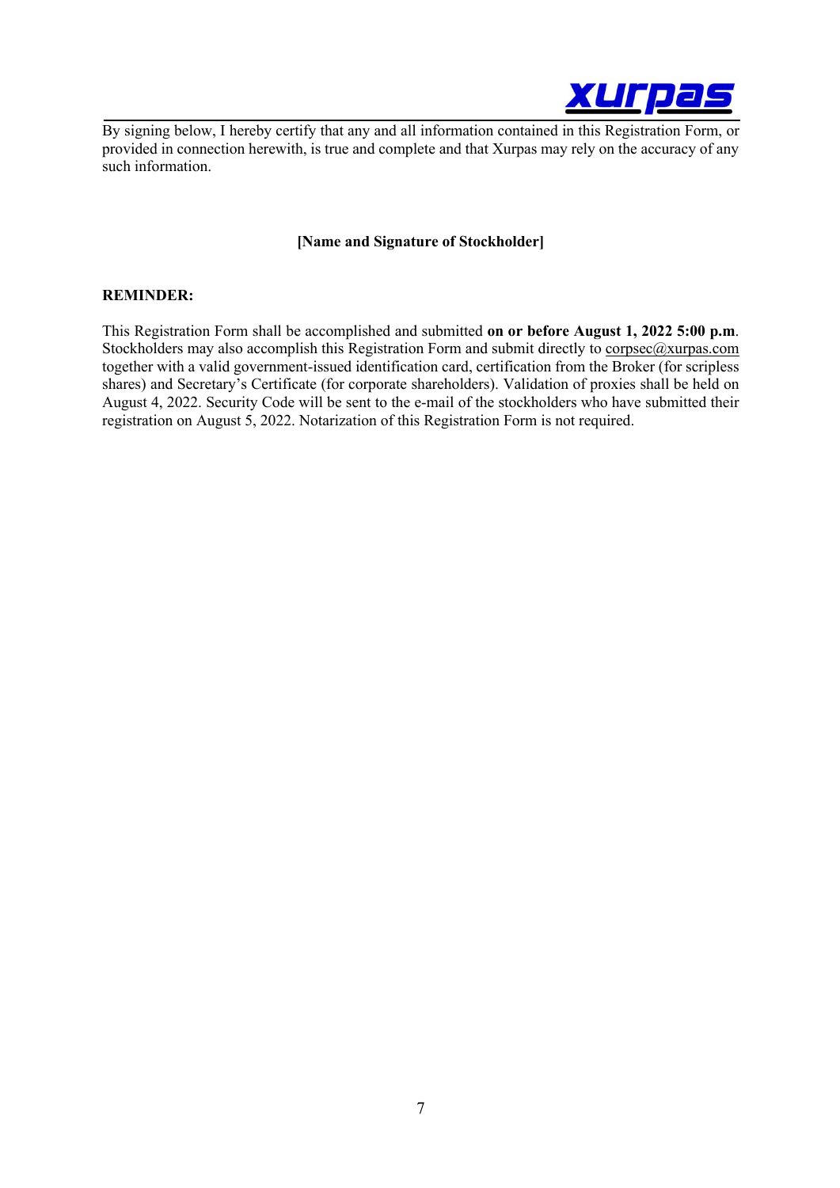By signing below, I hereby certify that any and all information contained in this Registration Form, or provided in connection herewith, is true and complete and that Xurpas may rely on the accuracy of any such information.

**[Name and Signature of Stockholder]**

**REMINDER:**

This Registration Form shall be accomplished and submitted **on or before August 1, 2022 5:00 p.m**. Stockholders may also accomplish this Registration Form and submit directly to corpsec@xurpas.com together with a valid government-issued identification card, certification from the Broker (for scripless shares) and Secretary's Certificate (for corporate shareholders). Validation of proxies shall be held on August 4, 2022. Security Code will be sent to the e-mail of the stockholders who have submitted their registration on August 5, 2022. Notarization of this Registration Form is not required.